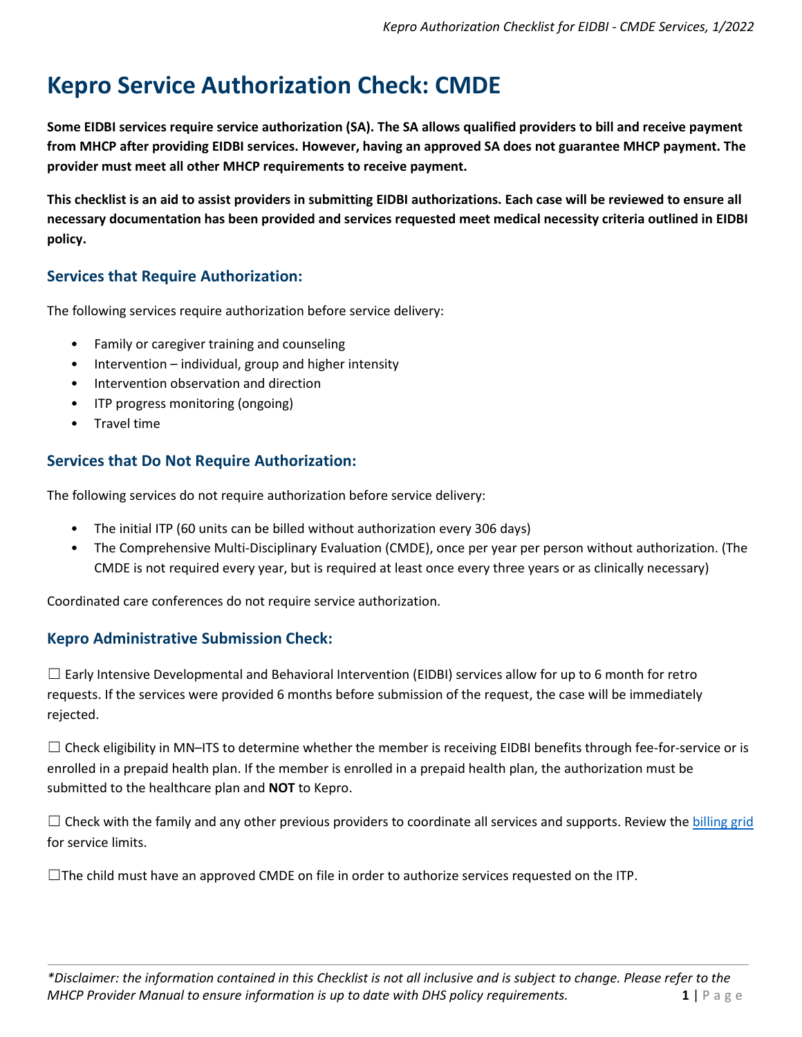# Kepro Service Authorization Check: CMDE

**Some EIDBI services require service authorization (SA). The SA allows qualified providers to bill and receive payment from MHCP after providing EIDBI services. However, having an approved SA does not guarantee MHCP payment. The provider must meet all other MHCP requirements to receive payment.**

**This checklist is an aid to assist providers in submitting EIDBI authorizations. Each case will be reviewed to ensure all necessary documentation has been provided and services requested meet medical necessity criteria outlined in EIDBI policy.**

## Services that Require Authorization:

The following services require authorization before service delivery:

- Family or caregiver training and counseling
- Intervention – individual, group and higher intensity
- Intervention observation and direction
- ITP progress monitoring (ongoing)
- Travel time

## Services that Do Not Require Authorization:

The following services do not require authorization before service delivery:

- The initial ITP (60 units can be billed without authorization every 306 days)
- The Comprehensive Multi-Disciplinary Evaluation (CMDE), once per year per person without authorization. (The CMDE is not required every year, but is required at least once every three years or as clinically necessary)

Coordinated care conferences do not require service authorization.

## Kepro Administrative Submission Check:

☐ Early Intensive Developmental and Behavioral Intervention (EIDBI) services allow for up to 6 month for retro requests. If the services were provided 6 months before submission of the request, the case will be immediately rejected.

☐ Check eligibility in MN–ITS to determine whether the member is receiving EIDBI benefits through fee-for-service or is enrolled in a prepaid health plan. If the member is enrolled in a prepaid health plan, the authorization must be submitted to the healthcare plan and **NOT** to Kepro.

☐ Check with the family and any other previous providers to coordinate all services and supports. Review the billing grid for service limits.

☐The child must have an approved CMDE on file in order to authorize services requested on the ITP.

*\*Disclaimer: the information contained in this Checklist is not all inclusive and is subject to change. Please refer to the MHCP Provider Manual to ensure information is up to date with DHS policy requirements.*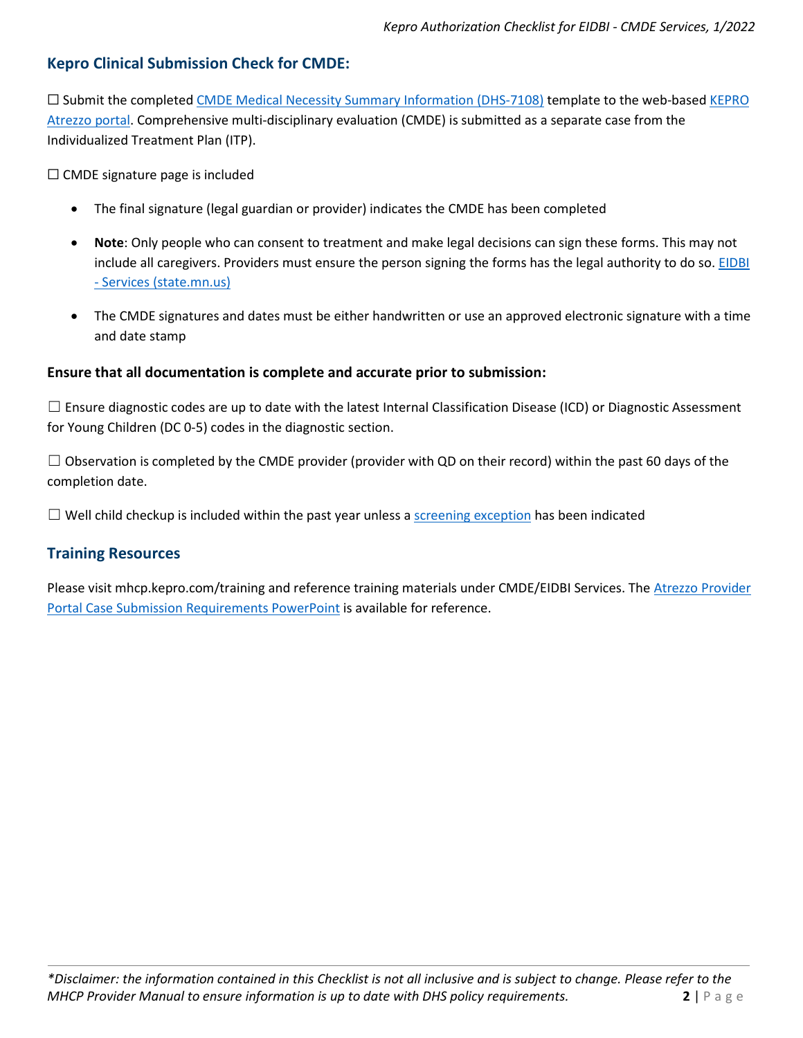## Kepro Clinical Submission Check for CMDE:

☐ Submit the completed CMDE Medical Necessity Summary Information (DHS-7108) template to the web-based KEPRO Atrezzo portal. Comprehensive multi-disciplinary evaluation (CMDE) is submitted as a separate case from the Individualized Treatment Plan (ITP).

☐ CMDE signature page is included

- The final signature (legal guardian or provider) indicates the CMDE has been completed
- **Note**: Only people who can consent to treatment and make legal decisions can sign these forms. This may not include all caregivers. Providers must ensure the person signing the forms has the legal authority to do so. EIDBI - Services (state.mn.us)
- The CMDE signatures and dates must be either handwritten or use an approved electronic signature with a time and date stamp

**Ensure that all documentation is complete and accurate prior to submission:**

☐ Ensure diagnostic codes are up to date with the latest Internal Classification Disease (ICD) or Diagnostic Assessment for Young Children (DC 0-5) codes in the diagnostic section.

☐ Observation is completed by the CMDE provider (provider with QD on their record) within the past 60 days of the completion date.

☐ Well child checkup is included within the past year unless a screening exception has been indicated

## Training Resources

Please visit mhcp.kepro.com/training and reference training materials under CMDE/EIDBI Services. The Atrezzo Provider Portal Case Submission Requirements PowerPoint is available for reference.

*\*Disclaimer: the information contained in this Checklist is not all inclusive and is subject to change. Please refer to the MHCP Provider Manual to ensure information is up to date with DHS policy requirements.*